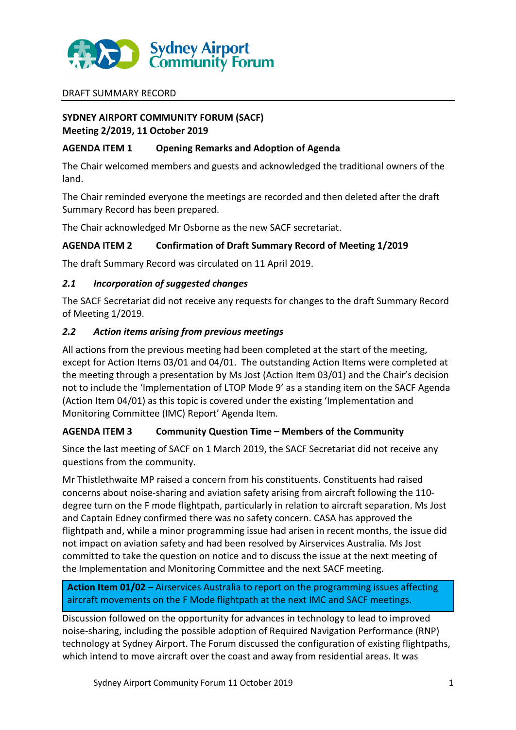DRAFT SUMMARY RECORD

**SYDNEY AIRPORT COMMUNITY FORUM (SACF)**
**Meeting 2/2019, 11 October 2019**

## AGENDA ITEM 1 Opening Remarks and Adoption of Agenda

The Chair welcomed members and guests and acknowledged the traditional owners of the land.

The Chair reminded everyone the meetings are recorded and then deleted after the draft Summary Record has been prepared.

The Chair acknowledged Mr Osborne as the new SACF secretariat.

## AGENDA ITEM 2 Confirmation of Draft Summary Record of Meeting 1/2019

The draft Summary Record was circulated on 11 April 2019.

### *2.1 Incorporation of suggested changes*

The SACF Secretariat did not receive any requests for changes to the draft Summary Record of Meeting 1/2019.

### *2.2 Action items arising from previous meetings*

All actions from the previous meeting had been completed at the start of the meeting, except for Action Items 03/01 and 04/01. The outstanding Action Items were completed at the meeting through a presentation by Ms Jost (Action Item 03/01) and the Chair's decision not to include the 'Implementation of LTOP Mode 9' as a standing item on the SACF Agenda (Action Item 04/01) as this topic is covered under the existing 'Implementation and Monitoring Committee (IMC) Report' Agenda Item.

## AGENDA ITEM 3 Community Question Time – Members of the Community

Since the last meeting of SACF on 1 March 2019, the SACF Secretariat did not receive any questions from the community.

Mr Thistlethwaite MP raised a concern from his constituents. Constituents had raised concerns about noise-sharing and aviation safety arising from aircraft following the 110-degree turn on the F mode flightpath, particularly in relation to aircraft separation. Ms Jost and Captain Edney confirmed there was no safety concern. CASA has approved the flightpath and, while a minor programming issue had arisen in recent months, the issue did not impact on aviation safety and had been resolved by Airservices Australia. Ms Jost committed to take the question on notice and to discuss the issue at the next meeting of the Implementation and Monitoring Committee and the next SACF meeting.

**Action Item 01/02** – Airservices Australia to report on the programming issues affecting aircraft movements on the F Mode flightpath at the next IMC and SACF meetings.

Discussion followed on the opportunity for advances in technology to lead to improved noise-sharing, including the possible adoption of Required Navigation Performance (RNP) technology at Sydney Airport. The Forum discussed the configuration of existing flightpaths, which intend to move aircraft over the coast and away from residential areas. It was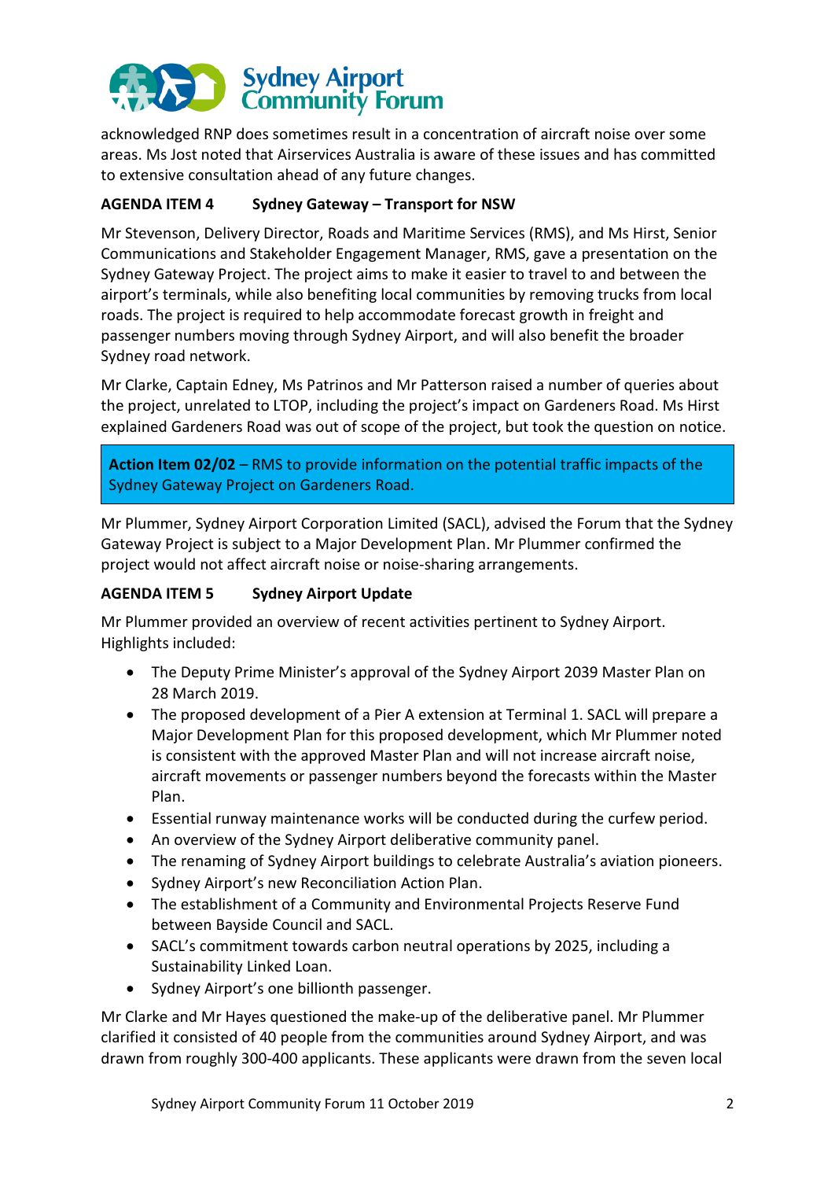acknowledged RNP does sometimes result in a concentration of aircraft noise over some areas. Ms Jost noted that Airservices Australia is aware of these issues and has committed to extensive consultation ahead of any future changes.

**AGENDA ITEM 4 Sydney Gateway – Transport for NSW**

Mr Stevenson, Delivery Director, Roads and Maritime Services (RMS), and Ms Hirst, Senior Communications and Stakeholder Engagement Manager, RMS, gave a presentation on the Sydney Gateway Project. The project aims to make it easier to travel to and between the airport's terminals, while also benefiting local communities by removing trucks from local roads. The project is required to help accommodate forecast growth in freight and passenger numbers moving through Sydney Airport, and will also benefit the broader Sydney road network.

Mr Clarke, Captain Edney, Ms Patrinos and Mr Patterson raised a number of queries about the project, unrelated to LTOP, including the project's impact on Gardeners Road. Ms Hirst explained Gardeners Road was out of scope of the project, but took the question on notice.

**Action Item 02/02** – RMS to provide information on the potential traffic impacts of the Sydney Gateway Project on Gardeners Road.

Mr Plummer, Sydney Airport Corporation Limited (SACL), advised the Forum that the Sydney Gateway Project is subject to a Major Development Plan. Mr Plummer confirmed the project would not affect aircraft noise or noise-sharing arrangements.

**AGENDA ITEM 5 Sydney Airport Update**

Mr Plummer provided an overview of recent activities pertinent to Sydney Airport. Highlights included:

- The Deputy Prime Minister's approval of the Sydney Airport 2039 Master Plan on 28 March 2019.
- The proposed development of a Pier A extension at Terminal 1. SACL will prepare a Major Development Plan for this proposed development, which Mr Plummer noted is consistent with the approved Master Plan and will not increase aircraft noise, aircraft movements or passenger numbers beyond the forecasts within the Master Plan.
- Essential runway maintenance works will be conducted during the curfew period.
- An overview of the Sydney Airport deliberative community panel.
- The renaming of Sydney Airport buildings to celebrate Australia's aviation pioneers.
- Sydney Airport's new Reconciliation Action Plan.
- The establishment of a Community and Environmental Projects Reserve Fund between Bayside Council and SACL.
- SACL's commitment towards carbon neutral operations by 2025, including a Sustainability Linked Loan.
- Sydney Airport's one billionth passenger.

Mr Clarke and Mr Hayes questioned the make-up of the deliberative panel. Mr Plummer clarified it consisted of 40 people from the communities around Sydney Airport, and was drawn from roughly 300-400 applicants. These applicants were drawn from the seven local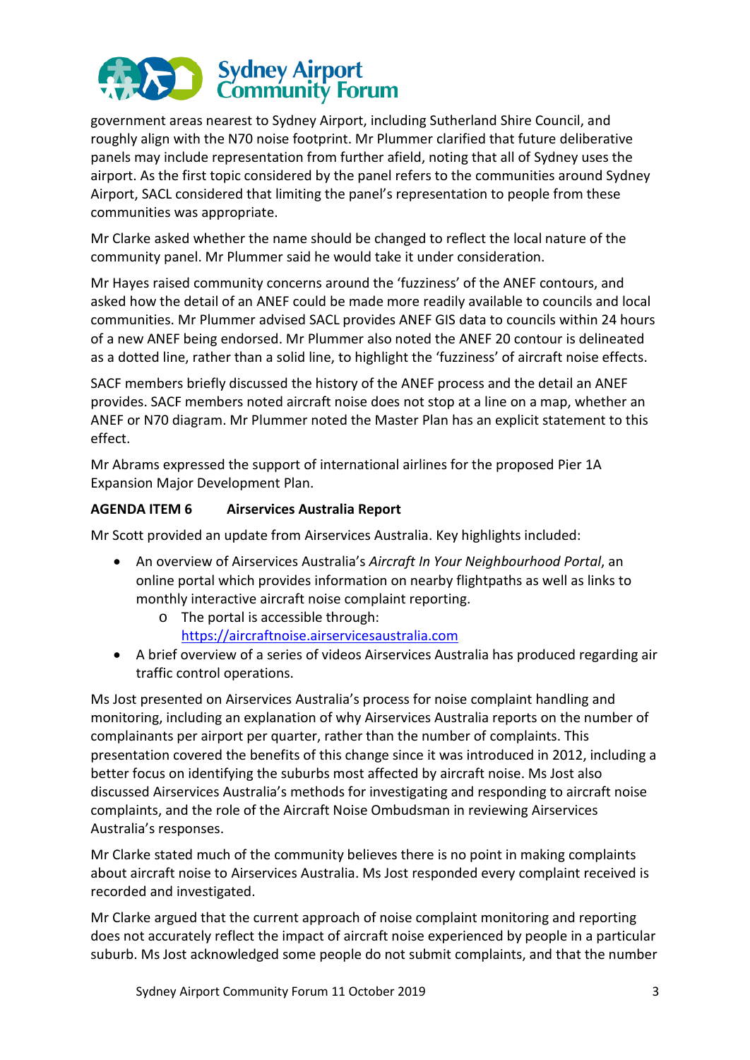government areas nearest to Sydney Airport, including Sutherland Shire Council, and roughly align with the N70 noise footprint. Mr Plummer clarified that future deliberative panels may include representation from further afield, noting that all of Sydney uses the airport. As the first topic considered by the panel refers to the communities around Sydney Airport, SACL considered that limiting the panel's representation to people from these communities was appropriate.

Mr Clarke asked whether the name should be changed to reflect the local nature of the community panel. Mr Plummer said he would take it under consideration.

Mr Hayes raised community concerns around the 'fuzziness' of the ANEF contours, and asked how the detail of an ANEF could be made more readily available to councils and local communities. Mr Plummer advised SACL provides ANEF GIS data to councils within 24 hours of a new ANEF being endorsed. Mr Plummer also noted the ANEF 20 contour is delineated as a dotted line, rather than a solid line, to highlight the 'fuzziness' of aircraft noise effects.

SACF members briefly discussed the history of the ANEF process and the detail an ANEF provides. SACF members noted aircraft noise does not stop at a line on a map, whether an ANEF or N70 diagram. Mr Plummer noted the Master Plan has an explicit statement to this effect.

Mr Abrams expressed the support of international airlines for the proposed Pier 1A Expansion Major Development Plan.

**AGENDA ITEM 6 Airservices Australia Report**

Mr Scott provided an update from Airservices Australia. Key highlights included:

- An overview of Airservices Australia's *Aircraft In Your Neighbourhood Portal*, an online portal which provides information on nearby flightpaths as well as links to monthly interactive aircraft noise complaint reporting.
  - The portal is accessible through: https://aircraftnoise.airservicesaustralia.com
- A brief overview of a series of videos Airservices Australia has produced regarding air traffic control operations.

Ms Jost presented on Airservices Australia's process for noise complaint handling and monitoring, including an explanation of why Airservices Australia reports on the number of complainants per airport per quarter, rather than the number of complaints. This presentation covered the benefits of this change since it was introduced in 2012, including a better focus on identifying the suburbs most affected by aircraft noise. Ms Jost also discussed Airservices Australia's methods for investigating and responding to aircraft noise complaints, and the role of the Aircraft Noise Ombudsman in reviewing Airservices Australia's responses.

Mr Clarke stated much of the community believes there is no point in making complaints about aircraft noise to Airservices Australia. Ms Jost responded every complaint received is recorded and investigated.

Mr Clarke argued that the current approach of noise complaint monitoring and reporting does not accurately reflect the impact of aircraft noise experienced by people in a particular suburb. Ms Jost acknowledged some people do not submit complaints, and that the number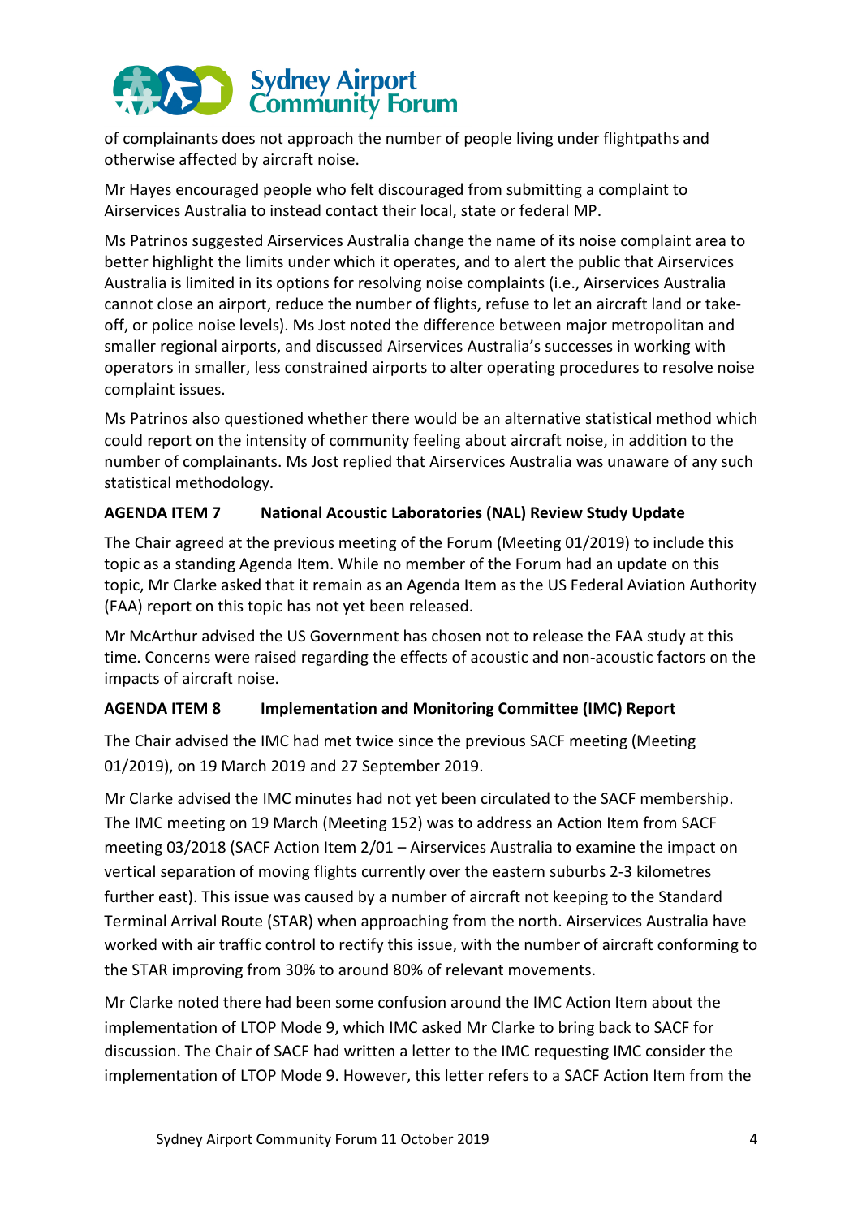of complainants does not approach the number of people living under flightpaths and otherwise affected by aircraft noise.

Mr Hayes encouraged people who felt discouraged from submitting a complaint to Airservices Australia to instead contact their local, state or federal MP.

Ms Patrinos suggested Airservices Australia change the name of its noise complaint area to better highlight the limits under which it operates, and to alert the public that Airservices Australia is limited in its options for resolving noise complaints (i.e., Airservices Australia cannot close an airport, reduce the number of flights, refuse to let an aircraft land or take-off, or police noise levels). Ms Jost noted the difference between major metropolitan and smaller regional airports, and discussed Airservices Australia's successes in working with operators in smaller, less constrained airports to alter operating procedures to resolve noise complaint issues.

Ms Patrinos also questioned whether there would be an alternative statistical method which could report on the intensity of community feeling about aircraft noise, in addition to the number of complainants. Ms Jost replied that Airservices Australia was unaware of any such statistical methodology.

**AGENDA ITEM 7 National Acoustic Laboratories (NAL) Review Study Update**

The Chair agreed at the previous meeting of the Forum (Meeting 01/2019) to include this topic as a standing Agenda Item. While no member of the Forum had an update on this topic, Mr Clarke asked that it remain as an Agenda Item as the US Federal Aviation Authority (FAA) report on this topic has not yet been released.

Mr McArthur advised the US Government has chosen not to release the FAA study at this time. Concerns were raised regarding the effects of acoustic and non-acoustic factors on the impacts of aircraft noise.

**AGENDA ITEM 8 Implementation and Monitoring Committee (IMC) Report**

The Chair advised the IMC had met twice since the previous SACF meeting (Meeting 01/2019), on 19 March 2019 and 27 September 2019.

Mr Clarke advised the IMC minutes had not yet been circulated to the SACF membership. The IMC meeting on 19 March (Meeting 152) was to address an Action Item from SACF meeting 03/2018 (SACF Action Item 2/01 – Airservices Australia to examine the impact on vertical separation of moving flights currently over the eastern suburbs 2-3 kilometres further east). This issue was caused by a number of aircraft not keeping to the Standard Terminal Arrival Route (STAR) when approaching from the north. Airservices Australia have worked with air traffic control to rectify this issue, with the number of aircraft conforming to the STAR improving from 30% to around 80% of relevant movements.

Mr Clarke noted there had been some confusion around the IMC Action Item about the implementation of LTOP Mode 9, which IMC asked Mr Clarke to bring back to SACF for discussion. The Chair of SACF had written a letter to the IMC requesting IMC consider the implementation of LTOP Mode 9. However, this letter refers to a SACF Action Item from the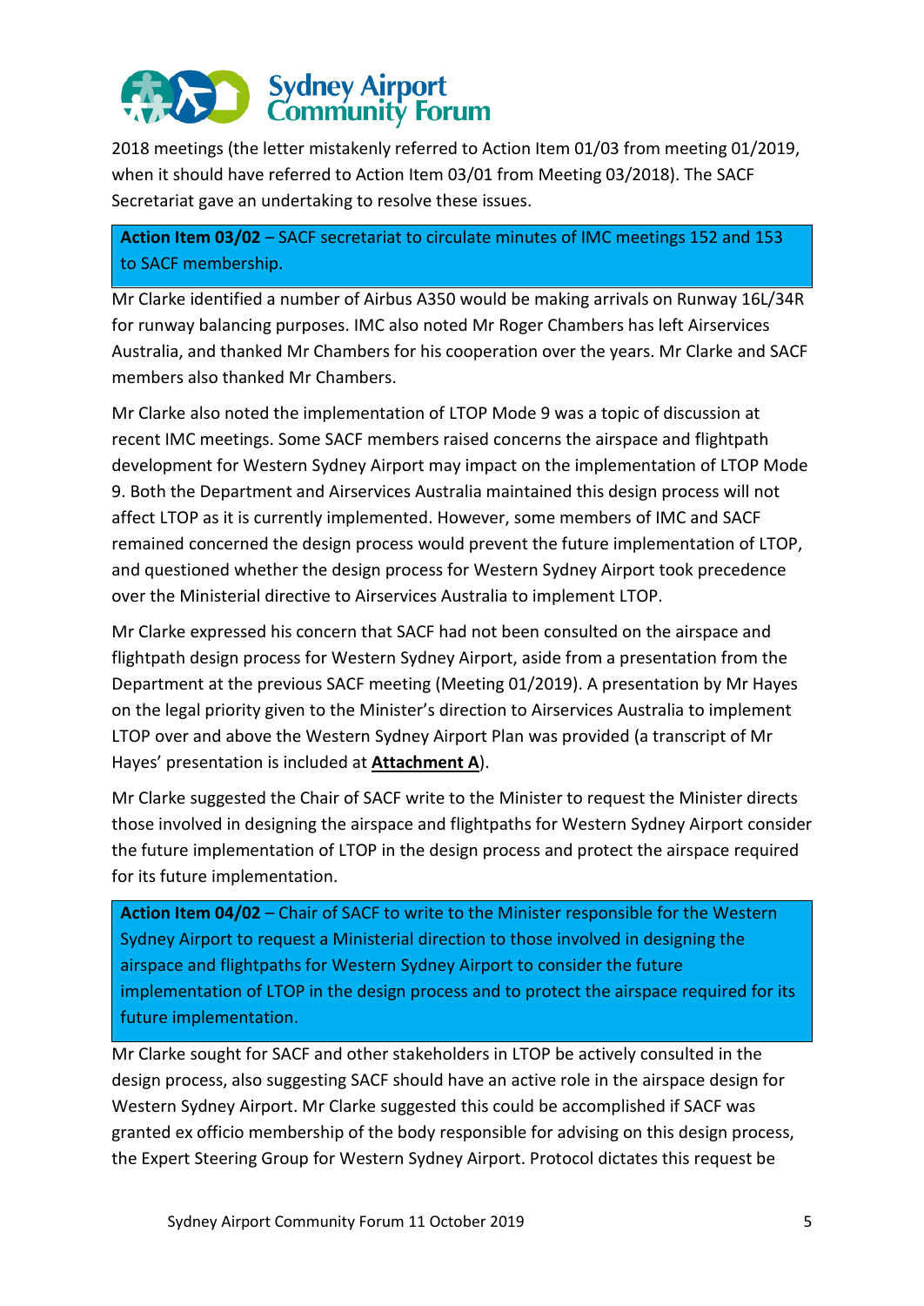2018 meetings (the letter mistakenly referred to Action Item 01/03 from meeting 01/2019, when it should have referred to Action Item 03/01 from Meeting 03/2018). The SACF Secretariat gave an undertaking to resolve these issues.

**Action Item 03/02** – SACF secretariat to circulate minutes of IMC meetings 152 and 153 to SACF membership.

Mr Clarke identified a number of Airbus A350 would be making arrivals on Runway 16L/34R for runway balancing purposes. IMC also noted Mr Roger Chambers has left Airservices Australia, and thanked Mr Chambers for his cooperation over the years. Mr Clarke and SACF members also thanked Mr Chambers.

Mr Clarke also noted the implementation of LTOP Mode 9 was a topic of discussion at recent IMC meetings. Some SACF members raised concerns the airspace and flightpath development for Western Sydney Airport may impact on the implementation of LTOP Mode 9. Both the Department and Airservices Australia maintained this design process will not affect LTOP as it is currently implemented. However, some members of IMC and SACF remained concerned the design process would prevent the future implementation of LTOP, and questioned whether the design process for Western Sydney Airport took precedence over the Ministerial directive to Airservices Australia to implement LTOP.

Mr Clarke expressed his concern that SACF had not been consulted on the airspace and flightpath design process for Western Sydney Airport, aside from a presentation from the Department at the previous SACF meeting (Meeting 01/2019). A presentation by Mr Hayes on the legal priority given to the Minister's direction to Airservices Australia to implement LTOP over and above the Western Sydney Airport Plan was provided (a transcript of Mr Hayes' presentation is included at **Attachment A**).

Mr Clarke suggested the Chair of SACF write to the Minister to request the Minister directs those involved in designing the airspace and flightpaths for Western Sydney Airport consider the future implementation of LTOP in the design process and protect the airspace required for its future implementation.

**Action Item 04/02** – Chair of SACF to write to the Minister responsible for the Western Sydney Airport to request a Ministerial direction to those involved in designing the airspace and flightpaths for Western Sydney Airport to consider the future implementation of LTOP in the design process and to protect the airspace required for its future implementation.

Mr Clarke sought for SACF and other stakeholders in LTOP be actively consulted in the design process, also suggesting SACF should have an active role in the airspace design for Western Sydney Airport. Mr Clarke suggested this could be accomplished if SACF was granted ex officio membership of the body responsible for advising on this design process, the Expert Steering Group for Western Sydney Airport. Protocol dictates this request be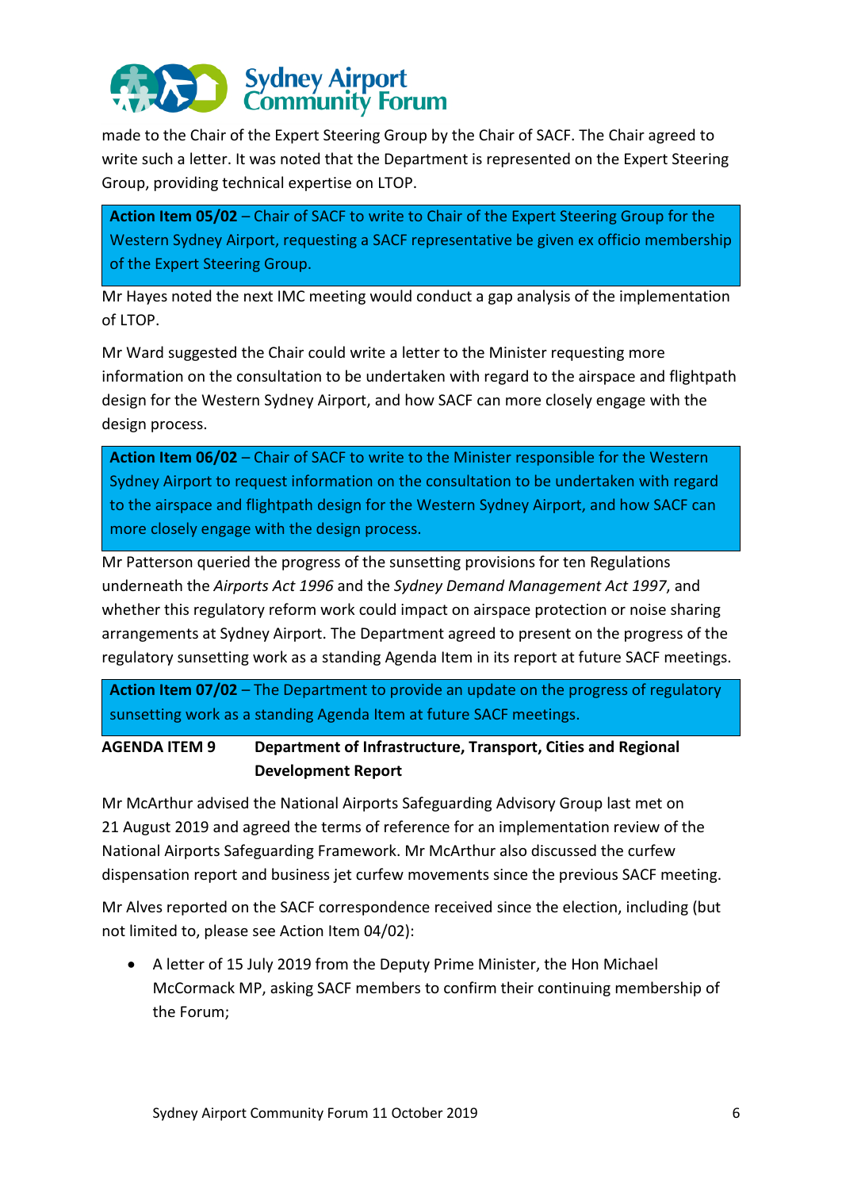made to the Chair of the Expert Steering Group by the Chair of SACF. The Chair agreed to write such a letter. It was noted that the Department is represented on the Expert Steering Group, providing technical expertise on LTOP.

> **Action Item 05/02** – Chair of SACF to write to Chair of the Expert Steering Group for the Western Sydney Airport, requesting a SACF representative be given ex officio membership of the Expert Steering Group.

Mr Hayes noted the next IMC meeting would conduct a gap analysis of the implementation of LTOP.

Mr Ward suggested the Chair could write a letter to the Minister requesting more information on the consultation to be undertaken with regard to the airspace and flightpath design for the Western Sydney Airport, and how SACF can more closely engage with the design process.

> **Action Item 06/02** – Chair of SACF to write to the Minister responsible for the Western Sydney Airport to request information on the consultation to be undertaken with regard to the airspace and flightpath design for the Western Sydney Airport, and how SACF can more closely engage with the design process.

Mr Patterson queried the progress of the sunsetting provisions for ten Regulations underneath the *Airports Act 1996* and the *Sydney Demand Management Act 1997*, and whether this regulatory reform work could impact on airspace protection or noise sharing arrangements at Sydney Airport. The Department agreed to present on the progress of the regulatory sunsetting work as a standing Agenda Item in its report at future SACF meetings.

> **Action Item 07/02** – The Department to provide an update on the progress of regulatory sunsetting work as a standing Agenda Item at future SACF meetings.

## AGENDA ITEM 9 Department of Infrastructure, Transport, Cities and Regional Development Report

Mr McArthur advised the National Airports Safeguarding Advisory Group last met on 21 August 2019 and agreed the terms of reference for an implementation review of the National Airports Safeguarding Framework. Mr McArthur also discussed the curfew dispensation report and business jet curfew movements since the previous SACF meeting.

Mr Alves reported on the SACF correspondence received since the election, including (but not limited to, please see Action Item 04/02):

- A letter of 15 July 2019 from the Deputy Prime Minister, the Hon Michael McCormack MP, asking SACF members to confirm their continuing membership of the Forum;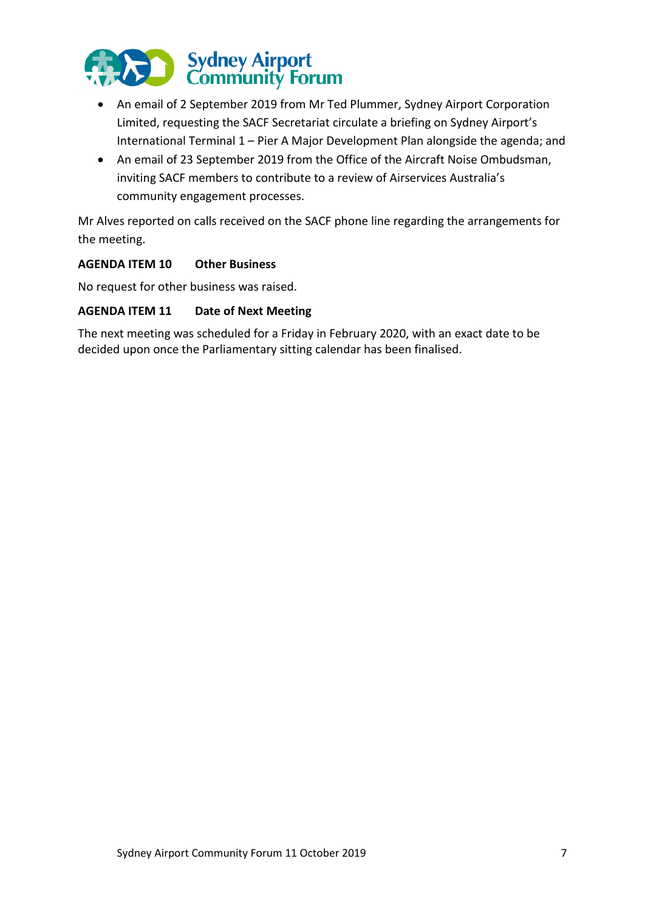- An email of 2 September 2019 from Mr Ted Plummer, Sydney Airport Corporation Limited, requesting the SACF Secretariat circulate a briefing on Sydney Airport's International Terminal 1 – Pier A Major Development Plan alongside the agenda; and
- An email of 23 September 2019 from the Office of the Aircraft Noise Ombudsman, inviting SACF members to contribute to a review of Airservices Australia's community engagement processes.

Mr Alves reported on calls received on the SACF phone line regarding the arrangements for the meeting.

**AGENDA ITEM 10 Other Business**

No request for other business was raised.

**AGENDA ITEM 11 Date of Next Meeting**

The next meeting was scheduled for a Friday in February 2020, with an exact date to be decided upon once the Parliamentary sitting calendar has been finalised.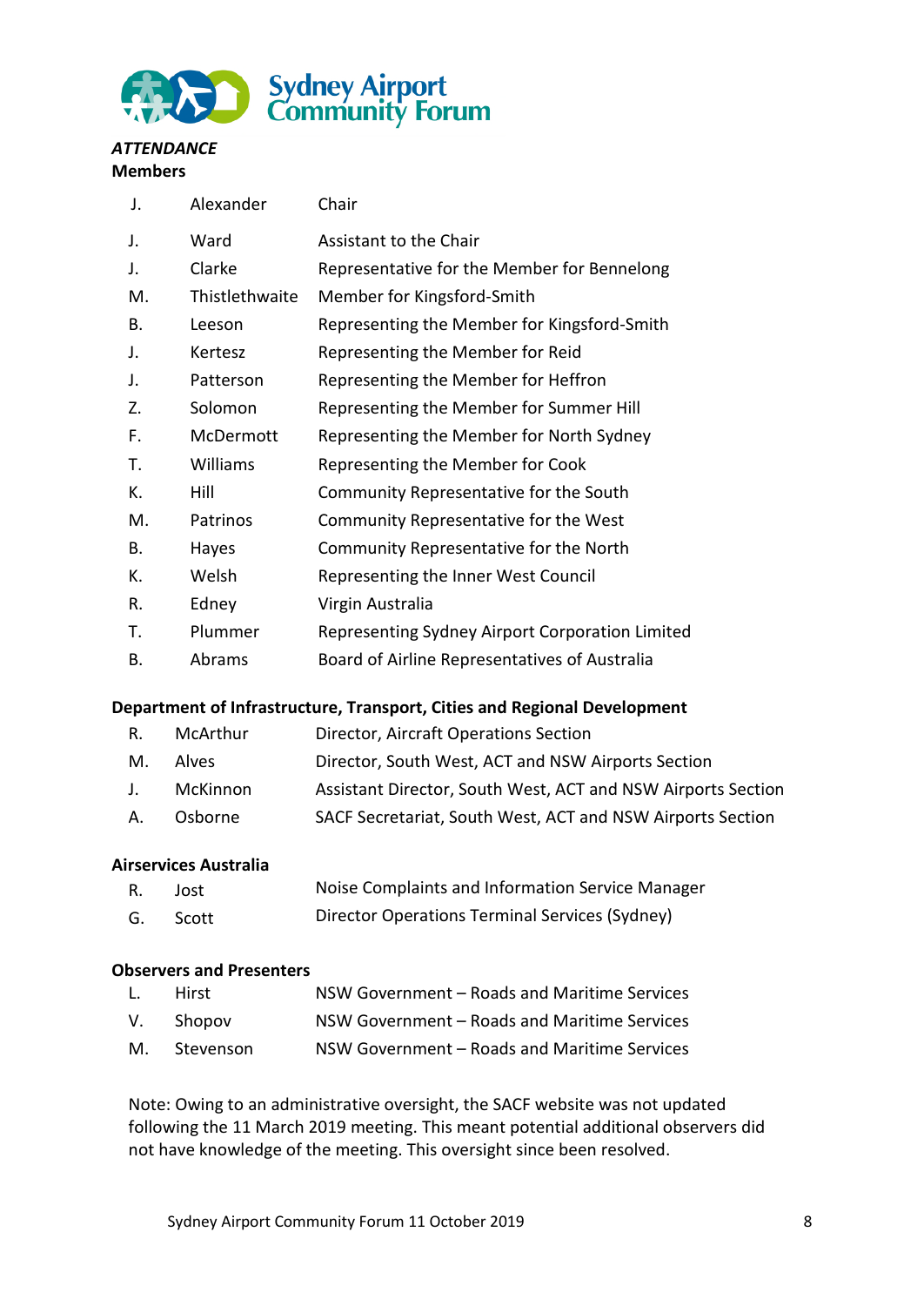***ATTENDANCE***

**Members**

| | | |
|---|---|---|
| J. | Alexander | Chair |
| J. | Ward | Assistant to the Chair |
| J. | Clarke | Representative for the Member for Bennelong |
| M. | Thistlethwaite | Member for Kingsford-Smith |
| B. | Leeson | Representing the Member for Kingsford-Smith |
| J. | Kertesz | Representing the Member for Reid |
| J. | Patterson | Representing the Member for Heffron |
| Z. | Solomon | Representing the Member for Summer Hill |
| F. | McDermott | Representing the Member for North Sydney |
| T. | Williams | Representing the Member for Cook |
| K. | Hill | Community Representative for the South |
| M. | Patrinos | Community Representative for the West |
| B. | Hayes | Community Representative for the North |
| K. | Welsh | Representing the Inner West Council |
| R. | Edney | Virgin Australia |
| T. | Plummer | Representing Sydney Airport Corporation Limited |
| B. | Abrams | Board of Airline Representatives of Australia |

**Department of Infrastructure, Transport, Cities and Regional Development**

| | | |
|---|---|---|
| R. | McArthur | Director, Aircraft Operations Section |
| M. | Alves | Director, South West, ACT and NSW Airports Section |
| J. | McKinnon | Assistant Director, South West, ACT and NSW Airports Section |
| A. | Osborne | SACF Secretariat, South West, ACT and NSW Airports Section |

**Airservices Australia**

| | | |
|---|---|---|
| R. | Jost | Noise Complaints and Information Service Manager |
| G. | Scott | Director Operations Terminal Services (Sydney) |

**Observers and Presenters**

| | | |
|---|---|---|
| L. | Hirst | NSW Government – Roads and Maritime Services |
| V. | Shopov | NSW Government – Roads and Maritime Services |
| M. | Stevenson | NSW Government – Roads and Maritime Services |

Note: Owing to an administrative oversight, the SACF website was not updated following the 11 March 2019 meeting. This meant potential additional observers did not have knowledge of the meeting. This oversight since been resolved.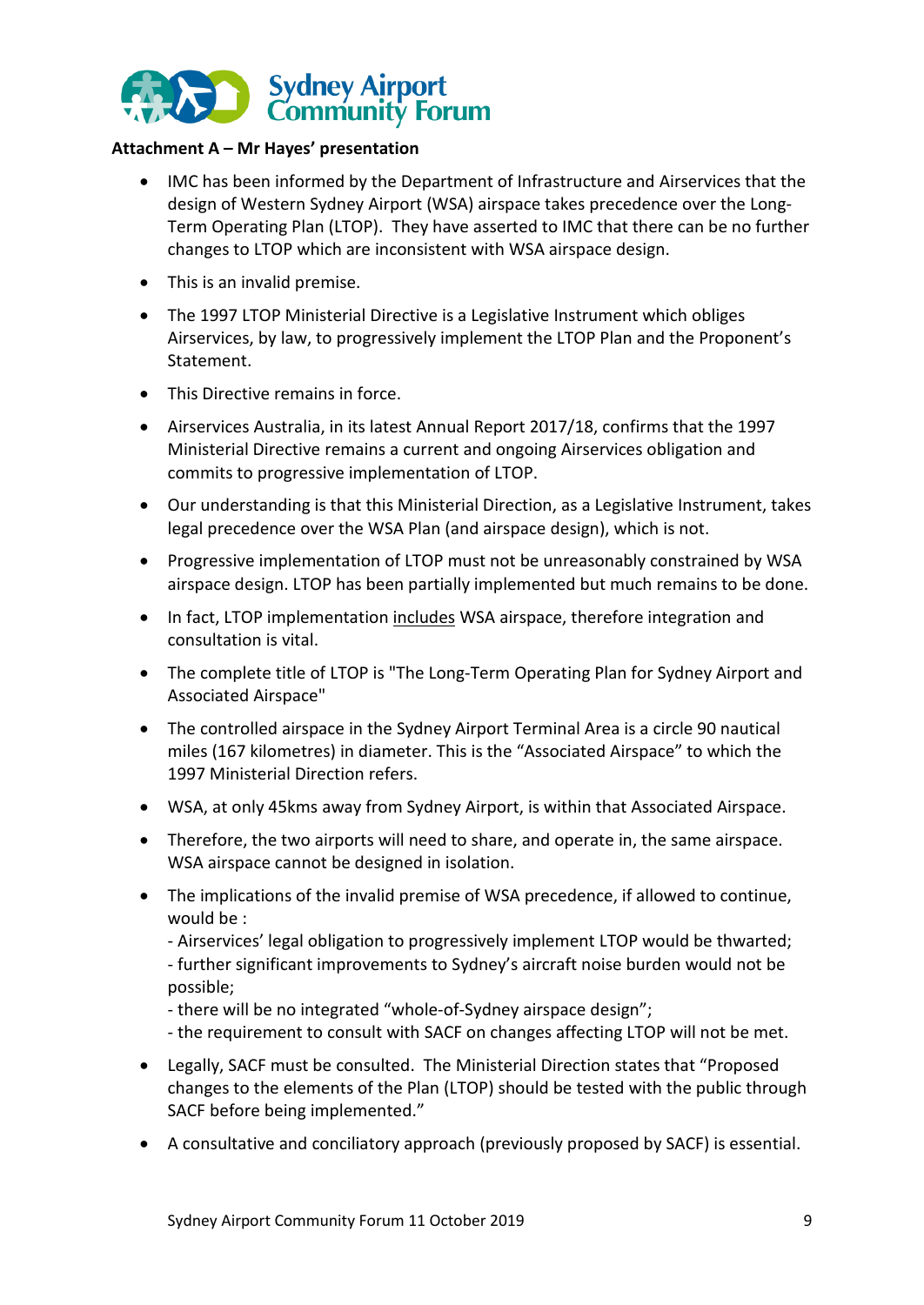**Attachment A – Mr Hayes' presentation**

- IMC has been informed by the Department of Infrastructure and Airservices that the design of Western Sydney Airport (WSA) airspace takes precedence over the Long-Term Operating Plan (LTOP). They have asserted to IMC that there can be no further changes to LTOP which are inconsistent with WSA airspace design.
- This is an invalid premise.
- The 1997 LTOP Ministerial Directive is a Legislative Instrument which obliges Airservices, by law, to progressively implement the LTOP Plan and the Proponent's Statement.
- This Directive remains in force.
- Airservices Australia, in its latest Annual Report 2017/18, confirms that the 1997 Ministerial Directive remains a current and ongoing Airservices obligation and commits to progressive implementation of LTOP.
- Our understanding is that this Ministerial Direction, as a Legislative Instrument, takes legal precedence over the WSA Plan (and airspace design), which is not.
- Progressive implementation of LTOP must not be unreasonably constrained by WSA airspace design. LTOP has been partially implemented but much remains to be done.
- In fact, LTOP implementation <u>includes</u> WSA airspace, therefore integration and consultation is vital.
- The complete title of LTOP is "The Long-Term Operating Plan for Sydney Airport and Associated Airspace"
- The controlled airspace in the Sydney Airport Terminal Area is a circle 90 nautical miles (167 kilometres) in diameter. This is the "Associated Airspace" to which the 1997 Ministerial Direction refers.
- WSA, at only 45kms away from Sydney Airport, is within that Associated Airspace.
- Therefore, the two airports will need to share, and operate in, the same airspace. WSA airspace cannot be designed in isolation.
- The implications of the invalid premise of WSA precedence, if allowed to continue, would be :
  - Airservices' legal obligation to progressively implement LTOP would be thwarted;
  - further significant improvements to Sydney's aircraft noise burden would not be possible;
  - there will be no integrated "whole-of-Sydney airspace design";
  - the requirement to consult with SACF on changes affecting LTOP will not be met.
- Legally, SACF must be consulted. The Ministerial Direction states that "Proposed changes to the elements of the Plan (LTOP) should be tested with the public through SACF before being implemented."
- A consultative and conciliatory approach (previously proposed by SACF) is essential.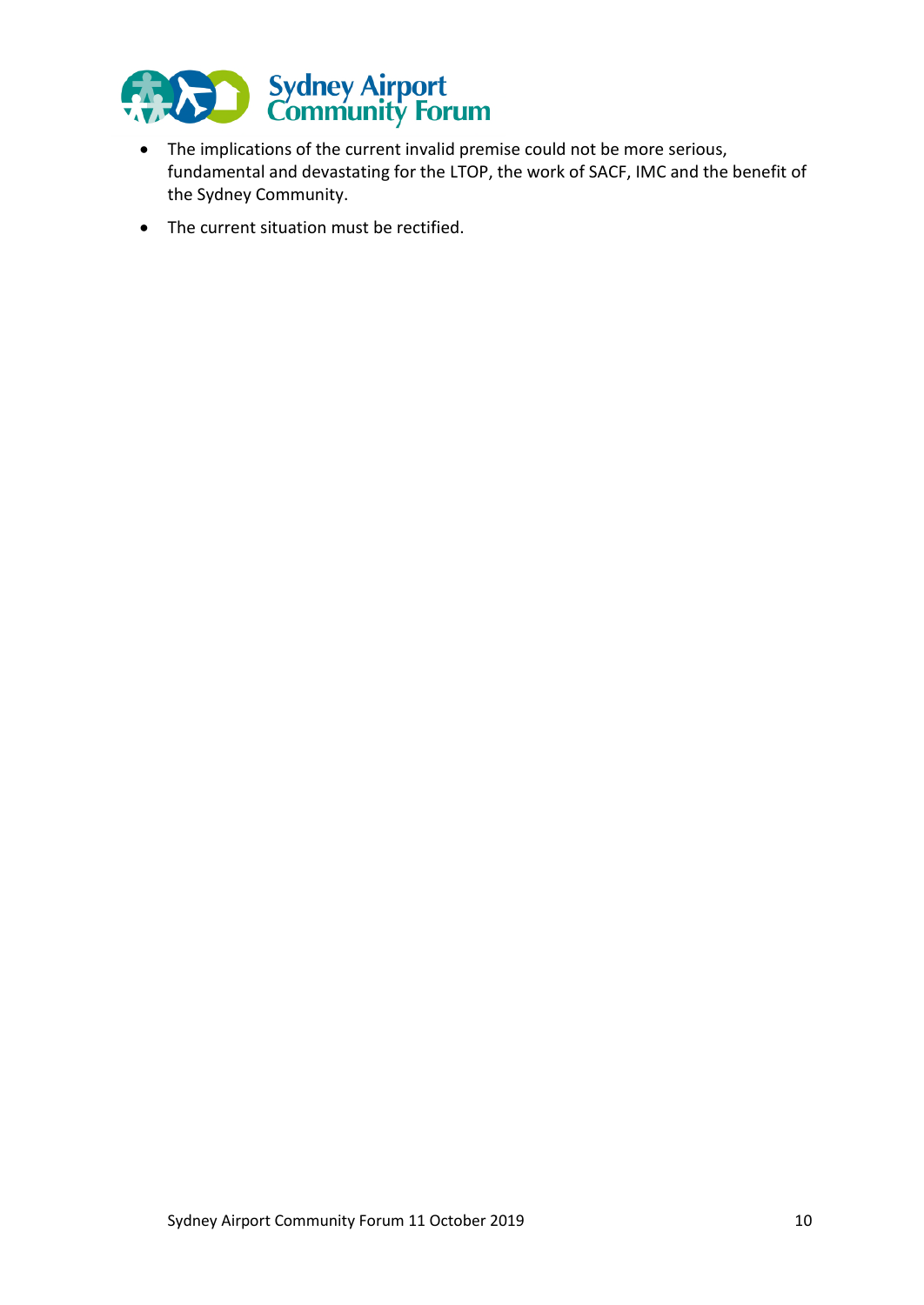- The implications of the current invalid premise could not be more serious, fundamental and devastating for the LTOP, the work of SACF, IMC and the benefit of the Sydney Community.
- The current situation must be rectified.